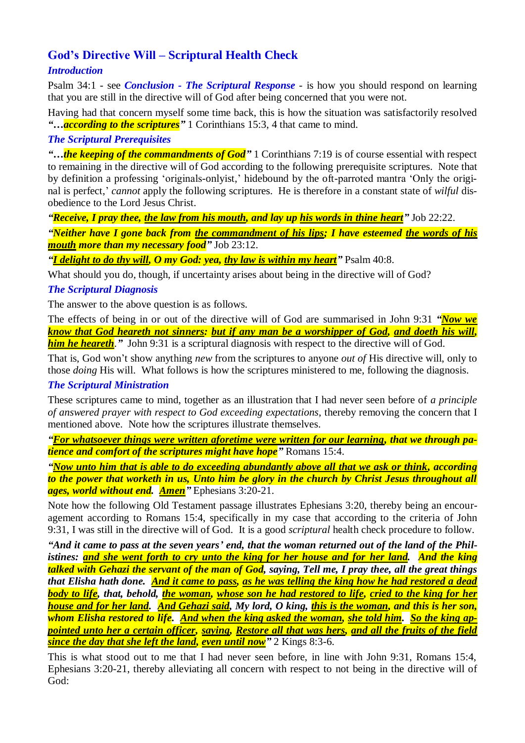## God's Directive Will – Scriptural Health Check

### *Introduction*

Psalm 34:1 - see ***Conclusion - The Scriptural Response*** - is how you should respond on learning that you are still in the directive will of God after being concerned that you were not.

Having had that concern myself some time back, this is how the situation was satisfactorily resolved ***"…according to the scriptures"*** 1 Corinthians 15:3, 4 that came to mind.

### *The Scriptural Prerequisites*

***"…the keeping of the commandments of God"*** 1 Corinthians 7:19 is of course essential with respect to remaining in the directive will of God according to the following prerequisite scriptures. Note that by definition a professing 'originals-onlyist,' hidebound by the oft-parroted mantra 'Only the original is perfect,' *cannot* apply the following scriptures. He is therefore in a constant state of *wilful* disobedience to the Lord Jesus Christ.

***"Receive, I pray thee, the law from his mouth, and lay up his words in thine heart"*** Job 22:22.

***"Neither have I gone back from the commandment of his lips; I have esteemed the words of his mouth more than my necessary food"*** Job 23:12.

***"I delight to do thy will, O my God: yea, thy law is within my heart"*** Psalm 40:8.

What should you do, though, if uncertainty arises about being in the directive will of God?

### *The Scriptural Diagnosis*

The answer to the above question is as follows.

The effects of being in or out of the directive will of God are summarised in John 9:31 ***"Now we know that God heareth not sinners: but if any man be a worshipper of God, and doeth his will, him he heareth."*** John 9:31 is a scriptural diagnosis with respect to the directive will of God.

That is, God won't show anything *new* from the scriptures to anyone *out of* His directive will, only to those *doing* His will. What follows is how the scriptures ministered to me, following the diagnosis.

### *The Scriptural Ministration*

These scriptures came to mind, together as an illustration that I had never seen before of *a principle of answered prayer with respect to God exceeding expectations*, thereby removing the concern that I mentioned above. Note how the scriptures illustrate themselves.

***"For whatsoever things were written aforetime were written for our learning, that we through patience and comfort of the scriptures might have hope"*** Romans 15:4.

***"Now unto him that is able to do exceeding abundantly above all that we ask or think, according to the power that worketh in us, Unto him be glory in the church by Christ Jesus throughout all ages, world without end. Amen"*** Ephesians 3:20-21.

Note how the following Old Testament passage illustrates Ephesians 3:20, thereby being an encouragement according to Romans 15:4, specifically in my case that according to the criteria of John 9:31, I was still in the directive will of God. It is a good *scriptural* health check procedure to follow.

***"And it came to pass at the seven years' end, that the woman returned out of the land of the Philistines: and she went forth to cry unto the king for her house and for her land. And the king talked with Gehazi the servant of the man of God, saying, Tell me, I pray thee, all the great things that Elisha hath done. And it came to pass, as he was telling the king how he had restored a dead body to life, that, behold, the woman, whose son he had restored to life, cried to the king for her house and for her land. And Gehazi said, My lord, O king, this is the woman, and this is her son, whom Elisha restored to life. And when the king asked the woman, she told him. So the king appointed unto her a certain officer, saying, Restore all that was hers, and all the fruits of the field since the day that she left the land, even until now"*** 2 Kings 8:3-6.

This is what stood out to me that I had never seen before, in line with John 9:31, Romans 15:4, Ephesians 3:20-21, thereby alleviating all concern with respect to not being in the directive will of God: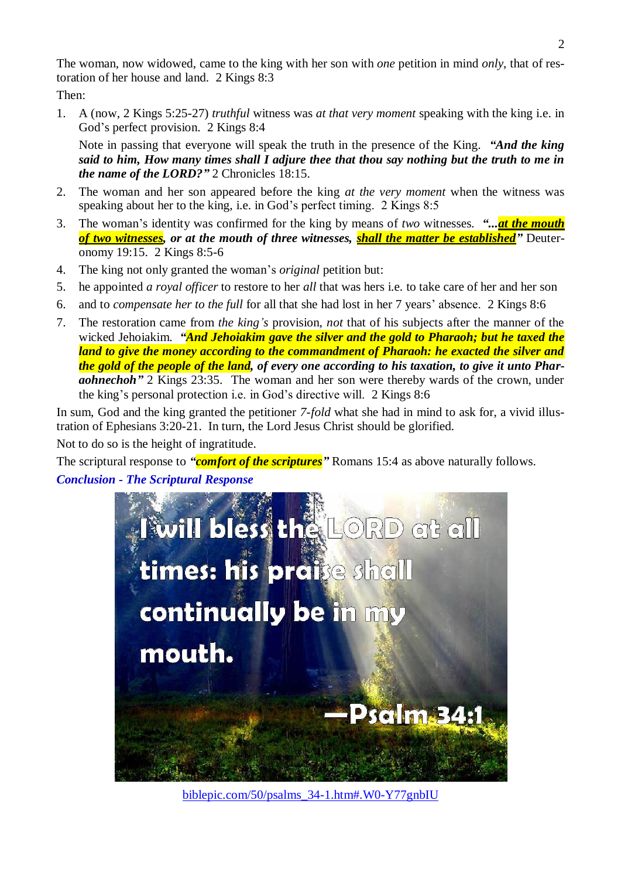The woman, now widowed, came to the king with her son with *one* petition in mind *only*, that of restoration of her house and land. 2 Kings 8:3

Then:

1. A (now, 2 Kings 5:25-27) *truthful* witness was *at that very moment* speaking with the king i.e. in God's perfect provision. 2 Kings 8:4

   Note in passing that everyone will speak the truth in the presence of the King. ***"And the king said to him, How many times shall I adjure thee that thou say nothing but the truth to me in the name of the LORD?"*** 2 Chronicles 18:15.

2. The woman and her son appeared before the king *at the very moment* when the witness was speaking about her to the king, i.e. in God's perfect timing. 2 Kings 8:5
3. The woman's identity was confirmed for the king by means of *two* witnesses. ***"...at the mouth of two witnesses, or at the mouth of three witnesses, shall the matter be established"*** Deuteronomy 19:15. 2 Kings 8:5-6
4. The king not only granted the woman's *original* petition but:
5. he appointed *a royal officer* to restore to her *all* that was hers i.e. to take care of her and her son
6. and to *compensate her to the full* for all that she had lost in her 7 years' absence. 2 Kings 8:6
7. The restoration came from *the king's* provision, *not* that of his subjects after the manner of the wicked Jehoiakim. ***"And Jehoiakim gave the silver and the gold to Pharaoh; but he taxed the land to give the money according to the commandment of Pharaoh: he exacted the silver and the gold of the people of the land, of every one according to his taxation, to give it unto Pharaohnechoh"*** 2 Kings 23:35. The woman and her son were thereby wards of the crown, under the king's personal protection i.e. in God's directive will. 2 Kings 8:6

In sum, God and the king granted the petitioner *7-fold* what she had in mind to ask for, a vivid illustration of Ephesians 3:20-21. In turn, the Lord Jesus Christ should be glorified.

Not to do so is the height of ingratitude.

The scriptural response to ***"comfort of the scriptures"*** Romans 15:4 as above naturally follows.

### *Conclusion - The Scriptural Response*

I will bless the LORD at all times: his praise shall continually be in my mouth.
—Psalm 34:1

biblepic.com/50/psalms_34-1.htm#.W0-Y77gnbIU